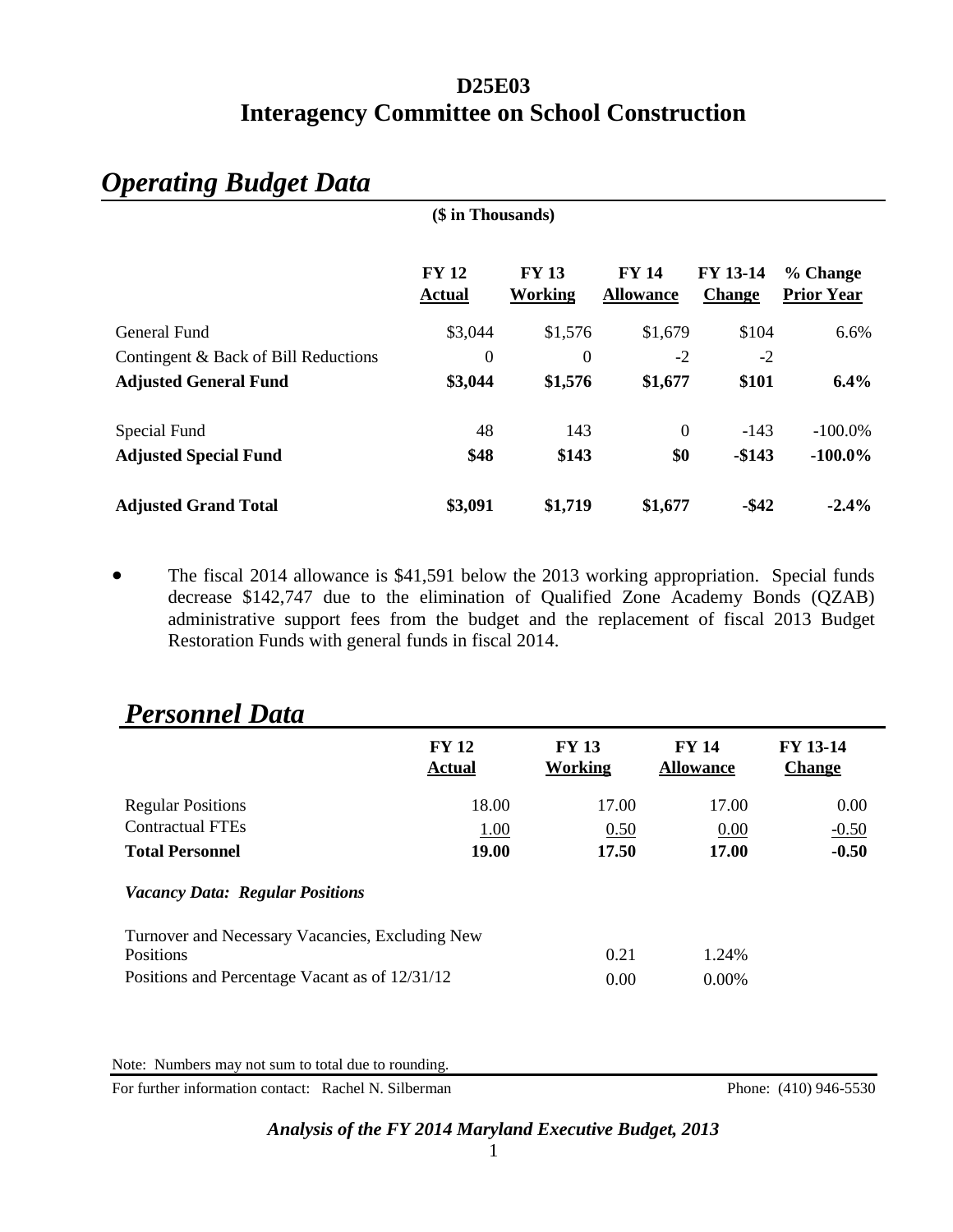# D25E03
# Interagency Committee on School Construction

## *Operating Budget Data*

**($ in Thousands)**

| | FY 12 Actual | FY 13 Working | FY 14 Allowance | FY 13-14 Change | % Change Prior Year |
|---|---|---|---|---|---|
| General Fund | $3,044 | $1,576 | $1,679 | $104 | 6.6% |
| Contingent & Back of Bill Reductions | 0 | 0 | -2 | -2 | |
| **Adjusted General Fund** | **$3,044** | **$1,576** | **$1,677** | **$101** | **6.4%** |
| Special Fund | 48 | 143 | 0 | -143 | -100.0% |
| **Adjusted Special Fund** | **$48** | **$143** | **$0** | **-$143** | **-100.0%** |
| **Adjusted Grand Total** | **$3,091** | **$1,719** | **$1,677** | **-$42** | **-2.4%** |

- The fiscal 2014 allowance is $41,591 below the 2013 working appropriation. Special funds decrease $142,747 due to the elimination of Qualified Zone Academy Bonds (QZAB) administrative support fees from the budget and the replacement of fiscal 2013 Budget Restoration Funds with general funds in fiscal 2014.

## *Personnel Data*

| | FY 12 Actual | FY 13 Working | FY 14 Allowance | FY 13-14 Change |
|---|---|---|---|---|
| Regular Positions | 18.00 | 17.00 | 17.00 | 0.00 |
| Contractual FTEs | 1.00 | 0.50 | 0.00 | -0.50 |
| **Total Personnel** | **19.00** | **17.50** | **17.00** | **-0.50** |
| ***Vacancy Data: Regular Positions*** | | | | |
| Turnover and Necessary Vacancies, Excluding New Positions | | 0.21 | 1.24% | |
| Positions and Percentage Vacant as of 12/31/12 | | 0.00 | 0.00% | |

Note: Numbers may not sum to total due to rounding.

For further information contact: Rachel N. Silberman Phone: (410) 946-5530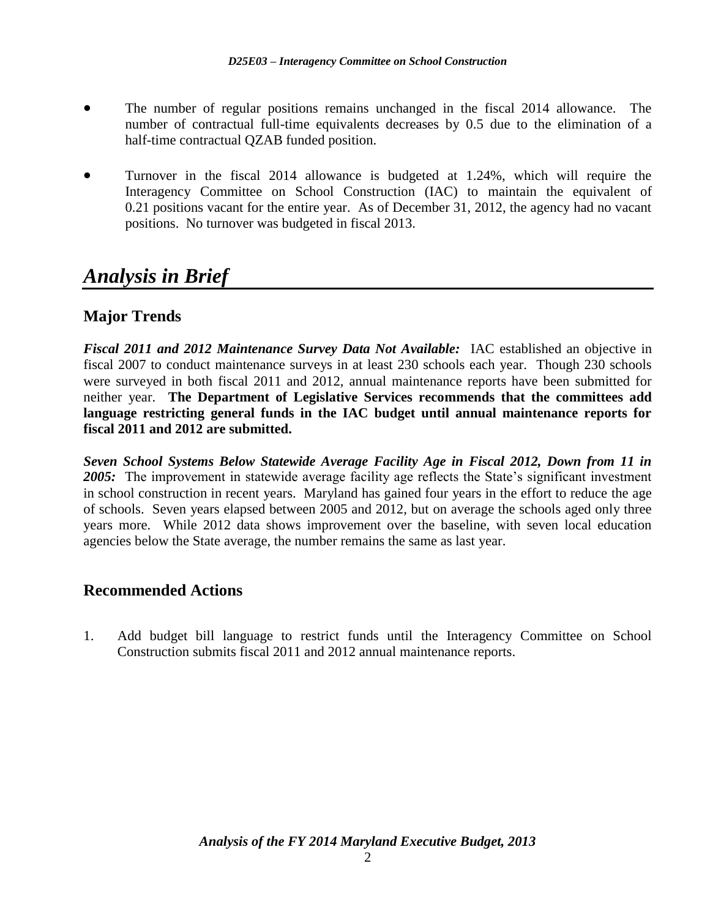- The number of regular positions remains unchanged in the fiscal 2014 allowance. The number of contractual full-time equivalents decreases by 0.5 due to the elimination of a half-time contractual QZAB funded position.

- Turnover in the fiscal 2014 allowance is budgeted at 1.24%, which will require the Interagency Committee on School Construction (IAC) to maintain the equivalent of 0.21 positions vacant for the entire year. As of December 31, 2012, the agency had no vacant positions. No turnover was budgeted in fiscal 2013.

# *Analysis in Brief*

## Major Trends

***Fiscal 2011 and 2012 Maintenance Survey Data Not Available:*** IAC established an objective in fiscal 2007 to conduct maintenance surveys in at least 230 schools each year. Though 230 schools were surveyed in both fiscal 2011 and 2012, annual maintenance reports have been submitted for neither year. **The Department of Legislative Services recommends that the committees add language restricting general funds in the IAC budget until annual maintenance reports for fiscal 2011 and 2012 are submitted.**

***Seven School Systems Below Statewide Average Facility Age in Fiscal 2012, Down from 11 in 2005:*** The improvement in statewide average facility age reflects the State's significant investment in school construction in recent years. Maryland has gained four years in the effort to reduce the age of schools. Seven years elapsed between 2005 and 2012, but on average the schools aged only three years more. While 2012 data shows improvement over the baseline, with seven local education agencies below the State average, the number remains the same as last year.

## Recommended Actions

1. Add budget bill language to restrict funds until the Interagency Committee on School Construction submits fiscal 2011 and 2012 annual maintenance reports.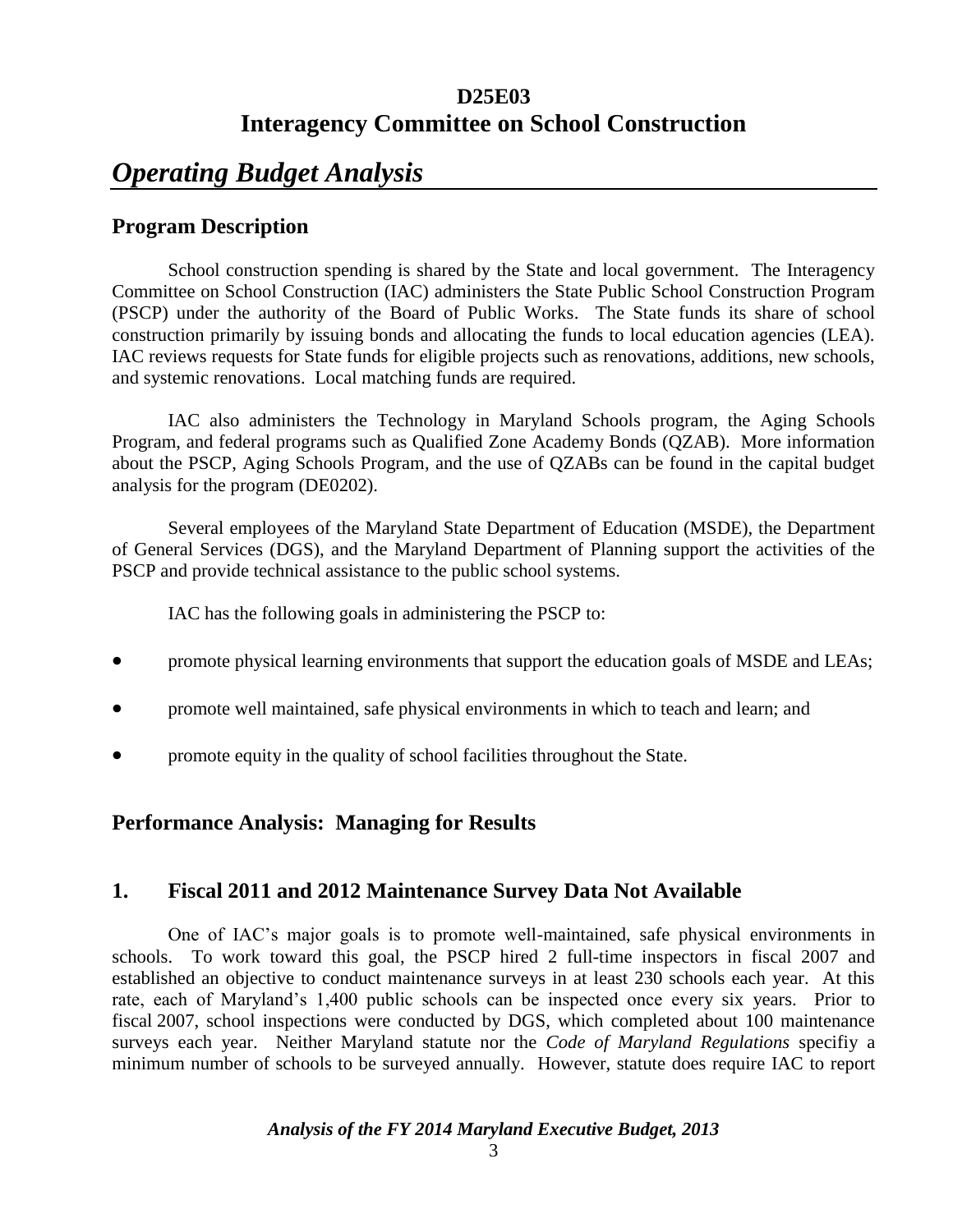# D25E03
# Interagency Committee on School Construction

## *Operating Budget Analysis*

### Program Description

School construction spending is shared by the State and local government. The Interagency Committee on School Construction (IAC) administers the State Public School Construction Program (PSCP) under the authority of the Board of Public Works. The State funds its share of school construction primarily by issuing bonds and allocating the funds to local education agencies (LEA). IAC reviews requests for State funds for eligible projects such as renovations, additions, new schools, and systemic renovations. Local matching funds are required.

IAC also administers the Technology in Maryland Schools program, the Aging Schools Program, and federal programs such as Qualified Zone Academy Bonds (QZAB). More information about the PSCP, Aging Schools Program, and the use of QZABs can be found in the capital budget analysis for the program (DE0202).

Several employees of the Maryland State Department of Education (MSDE), the Department of General Services (DGS), and the Maryland Department of Planning support the activities of the PSCP and provide technical assistance to the public school systems.

IAC has the following goals in administering the PSCP to:

- promote physical learning environments that support the education goals of MSDE and LEAs;
- promote well maintained, safe physical environments in which to teach and learn; and
- promote equity in the quality of school facilities throughout the State.

### Performance Analysis: Managing for Results

### 1. Fiscal 2011 and 2012 Maintenance Survey Data Not Available

One of IAC's major goals is to promote well-maintained, safe physical environments in schools. To work toward this goal, the PSCP hired 2 full-time inspectors in fiscal 2007 and established an objective to conduct maintenance surveys in at least 230 schools each year. At this rate, each of Maryland's 1,400 public schools can be inspected once every six years. Prior to fiscal 2007, school inspections were conducted by DGS, which completed about 100 maintenance surveys each year. Neither Maryland statute nor the *Code of Maryland Regulations* specifiy a minimum number of schools to be surveyed annually. However, statute does require IAC to report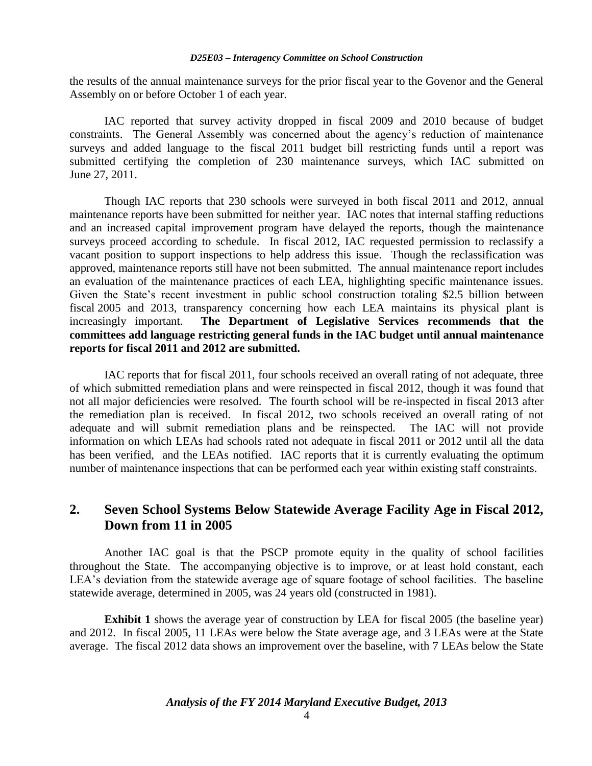the results of the annual maintenance surveys for the prior fiscal year to the Govenor and the General Assembly on or before October 1 of each year.

IAC reported that survey activity dropped in fiscal 2009 and 2010 because of budget constraints. The General Assembly was concerned about the agency's reduction of maintenance surveys and added language to the fiscal 2011 budget bill restricting funds until a report was submitted certifying the completion of 230 maintenance surveys, which IAC submitted on June 27, 2011.

Though IAC reports that 230 schools were surveyed in both fiscal 2011 and 2012, annual maintenance reports have been submitted for neither year. IAC notes that internal staffing reductions and an increased capital improvement program have delayed the reports, though the maintenance surveys proceed according to schedule. In fiscal 2012, IAC requested permission to reclassify a vacant position to support inspections to help address this issue. Though the reclassification was approved, maintenance reports still have not been submitted. The annual maintenance report includes an evaluation of the maintenance practices of each LEA, highlighting specific maintenance issues. Given the State's recent investment in public school construction totaling \$2.5 billion between fiscal 2005 and 2013, transparency concerning how each LEA maintains its physical plant is increasingly important. **The Department of Legislative Services recommends that the committees add language restricting general funds in the IAC budget until annual maintenance reports for fiscal 2011 and 2012 are submitted.**

IAC reports that for fiscal 2011, four schools received an overall rating of not adequate, three of which submitted remediation plans and were reinspected in fiscal 2012, though it was found that not all major deficiencies were resolved. The fourth school will be re-inspected in fiscal 2013 after the remediation plan is received. In fiscal 2012, two schools received an overall rating of not adequate and will submit remediation plans and be reinspected. The IAC will not provide information on which LEAs had schools rated not adequate in fiscal 2011 or 2012 until all the data has been verified, and the LEAs notified. IAC reports that it is currently evaluating the optimum number of maintenance inspections that can be performed each year within existing staff constraints.

## 2. Seven School Systems Below Statewide Average Facility Age in Fiscal 2012, Down from 11 in 2005

Another IAC goal is that the PSCP promote equity in the quality of school facilities throughout the State. The accompanying objective is to improve, or at least hold constant, each LEA's deviation from the statewide average age of square footage of school facilities. The baseline statewide average, determined in 2005, was 24 years old (constructed in 1981).

**Exhibit 1** shows the average year of construction by LEA for fiscal 2005 (the baseline year) and 2012. In fiscal 2005, 11 LEAs were below the State average age, and 3 LEAs were at the State average. The fiscal 2012 data shows an improvement over the baseline, with 7 LEAs below the State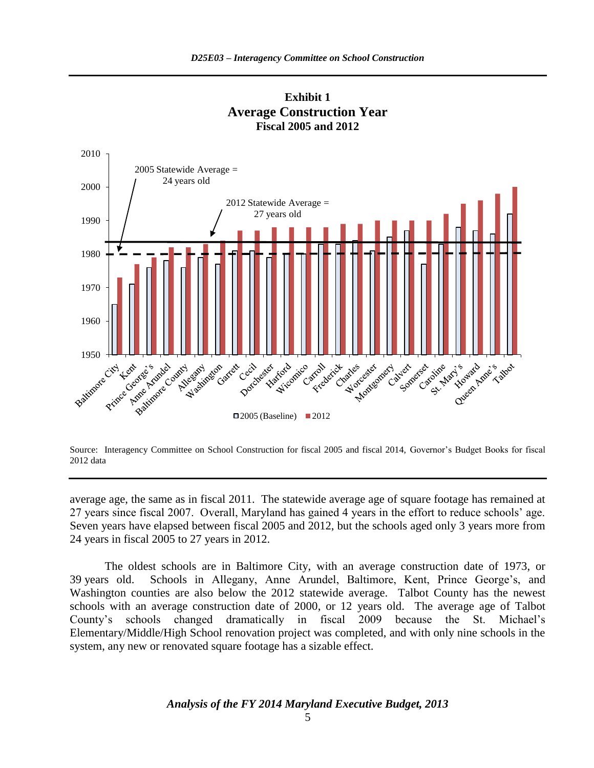**Exhibit 1**
**Average Construction Year**
**Fiscal 2005 and 2012**

Source: Interagency Committee on School Construction for fiscal 2005 and fiscal 2014, Governor's Budget Books for fiscal 2012 data

average age, the same as in fiscal 2011. The statewide average age of square footage has remained at 27 years since fiscal 2007. Overall, Maryland has gained 4 years in the effort to reduce schools' age. Seven years have elapsed between fiscal 2005 and 2012, but the schools aged only 3 years more from 24 years in fiscal 2005 to 27 years in 2012.

The oldest schools are in Baltimore City, with an average construction date of 1973, or 39 years old. Schools in Allegany, Anne Arundel, Baltimore, Kent, Prince George's, and Washington counties are also below the 2012 statewide average. Talbot County has the newest schools with an average construction date of 2000, or 12 years old. The average age of Talbot County's schools changed dramatically in fiscal 2009 because the St. Michael's Elementary/Middle/High School renovation project was completed, and with only nine schools in the system, any new or renovated square footage has a sizable effect.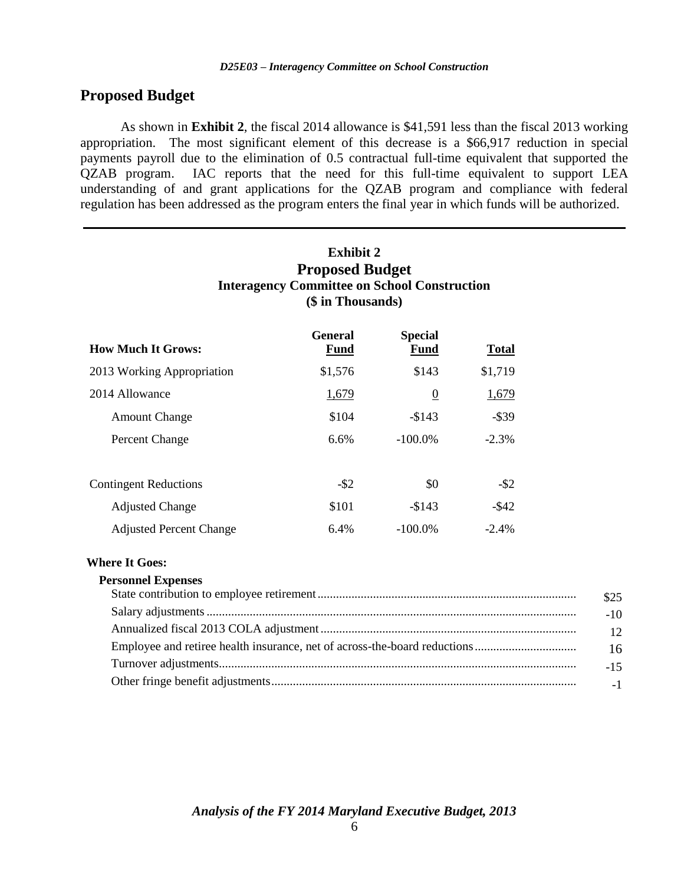## Proposed Budget

As shown in **Exhibit 2**, the fiscal 2014 allowance is $41,591 less than the fiscal 2013 working appropriation. The most significant element of this decrease is a $66,917 reduction in special payments payroll due to the elimination of 0.5 contractual full-time equivalent that supported the QZAB program. IAC reports that the need for this full-time equivalent to support LEA understanding of and grant applications for the QZAB program and compliance with federal regulation has been addressed as the program enters the final year in which funds will be authorized.

---

**Exhibit 2**
**Proposed Budget**
**Interagency Committee on School Construction**
**($ in Thousands)**

| How Much It Grows: | General Fund | Special Fund | Total |
|---|---|---|---|
| 2013 Working Appropriation | $1,576 | $143 | $1,719 |
| 2014 Allowance | 1,679 | 0 | 1,679 |
| Amount Change | $104 | -$143 | -$39 |
| Percent Change | 6.6% | -100.0% | -2.3% |
| | | | |
| Contingent Reductions | -$2 | $0 | -$2 |
| Adjusted Change | $101 | -$143 | -$42 |
| Adjusted Percent Change | 6.4% | -100.0% | -2.4% |

**Where It Goes:**

| Personnel Expenses | |
|---|---|
| State contribution to employee retirement | $25 |
| Salary adjustments | -10 |
| Annualized fiscal 2013 COLA adjustment | 12 |
| Employee and retiree health insurance, net of across-the-board reductions | 16 |
| Turnover adjustments | -15 |
| Other fringe benefit adjustments | -1 |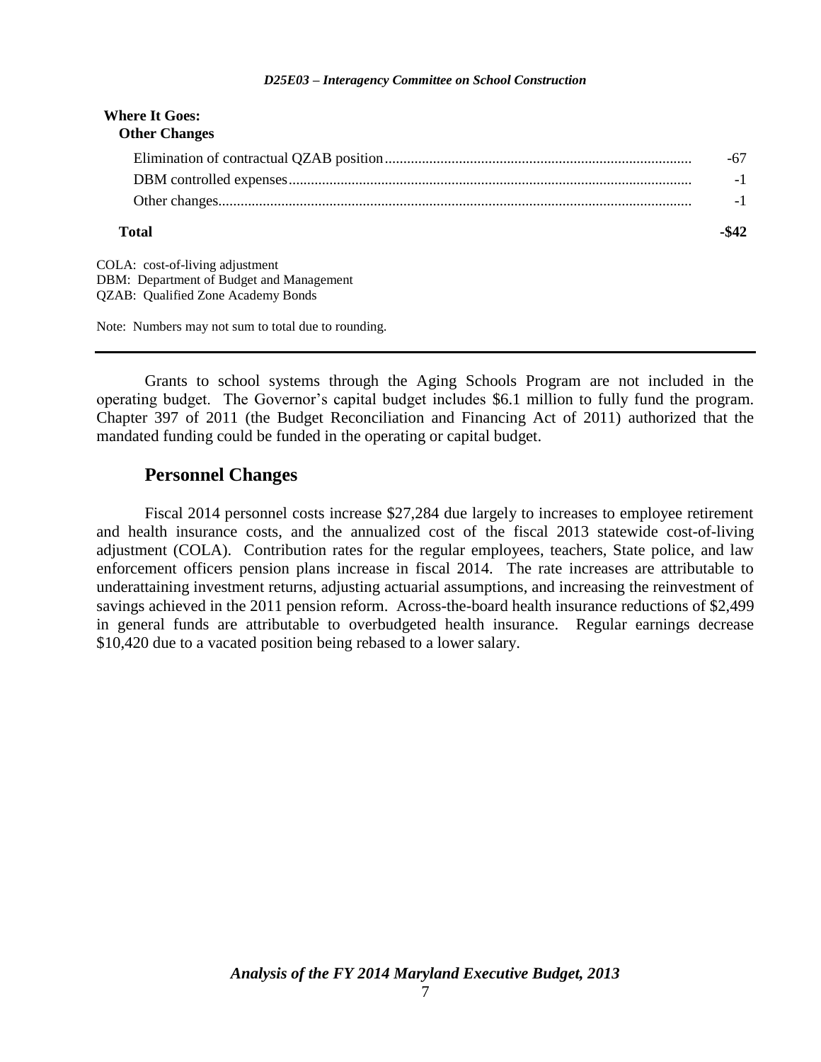| Where It Goes: | |
|---|---|
| **Other Changes** | |
| Elimination of contractual QZAB position | -67 |
| DBM controlled expenses | -1 |
| Other changes | -1 |
| **Total** | **-$42** |

COLA: cost-of-living adjustment
DBM: Department of Budget and Management
QZAB: Qualified Zone Academy Bonds

Note: Numbers may not sum to total due to rounding.

Grants to school systems through the Aging Schools Program are not included in the operating budget. The Governor's capital budget includes $6.1 million to fully fund the program. Chapter 397 of 2011 (the Budget Reconciliation and Financing Act of 2011) authorized that the mandated funding could be funded in the operating or capital budget.

## Personnel Changes

Fiscal 2014 personnel costs increase $27,284 due largely to increases to employee retirement and health insurance costs, and the annualized cost of the fiscal 2013 statewide cost-of-living adjustment (COLA). Contribution rates for the regular employees, teachers, State police, and law enforcement officers pension plans increase in fiscal 2014. The rate increases are attributable to underattaining investment returns, adjusting actuarial assumptions, and increasing the reinvestment of savings achieved in the 2011 pension reform. Across-the-board health insurance reductions of $2,499 in general funds are attributable to overbudgeted health insurance. Regular earnings decrease $10,420 due to a vacated position being rebased to a lower salary.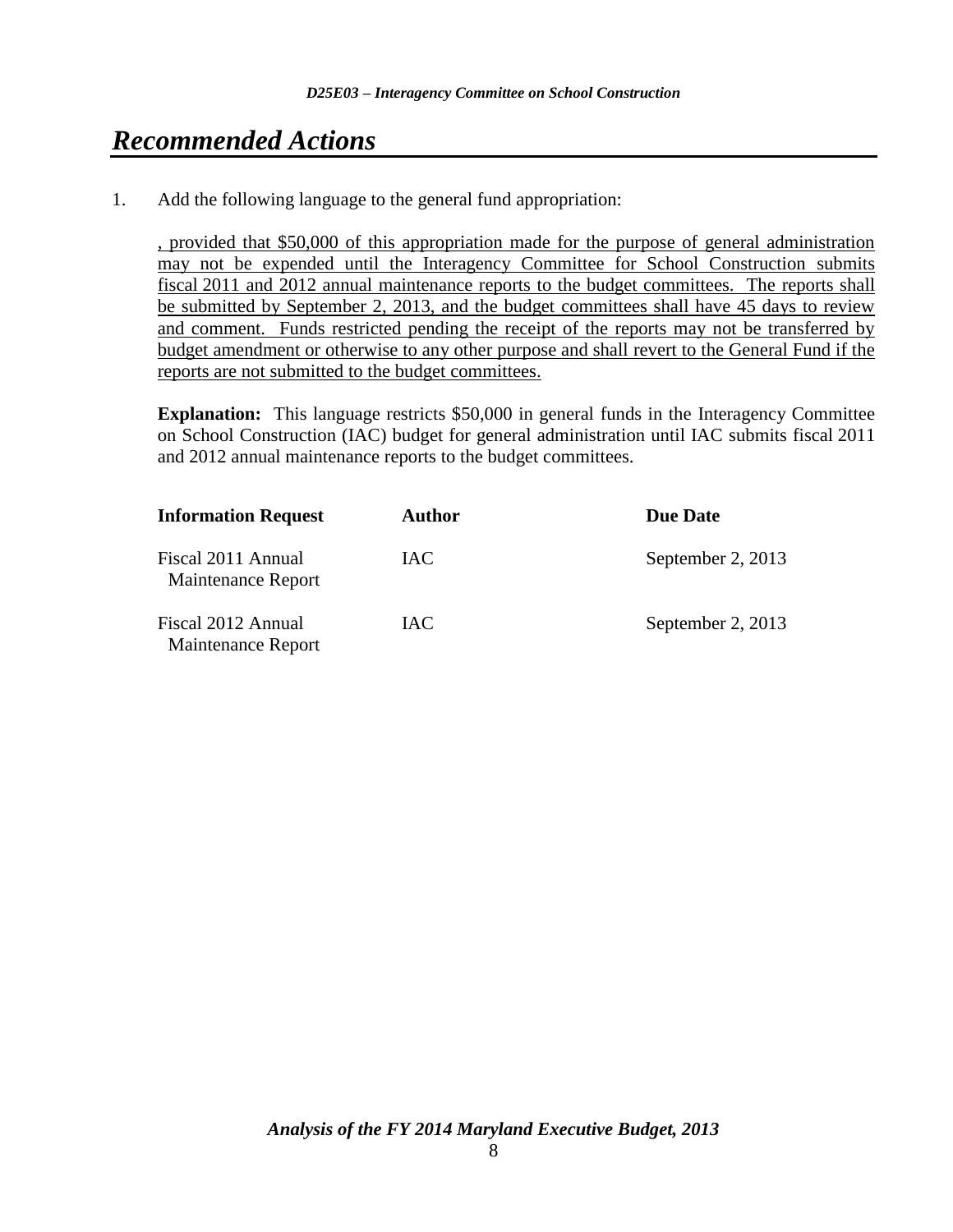# *Recommended Actions*

1. Add the following language to the general fund appropriation:

   <u>, provided that $50,000 of this appropriation made for the purpose of general administration may not be expended until the Interagency Committee for School Construction submits fiscal 2011 and 2012 annual maintenance reports to the budget committees. The reports shall be submitted by September 2, 2013, and the budget committees shall have 45 days to review and comment. Funds restricted pending the receipt of the reports may not be transferred by budget amendment or otherwise to any other purpose and shall revert to the General Fund if the reports are not submitted to the budget committees.</u>

   **Explanation:** This language restricts $50,000 in general funds in the Interagency Committee on School Construction (IAC) budget for general administration until IAC submits fiscal 2011 and 2012 annual maintenance reports to the budget committees.

| Information Request | Author | Due Date |
|---|---|---|
| Fiscal 2011 Annual Maintenance Report | IAC | September 2, 2013 |
| Fiscal 2012 Annual Maintenance Report | IAC | September 2, 2013 |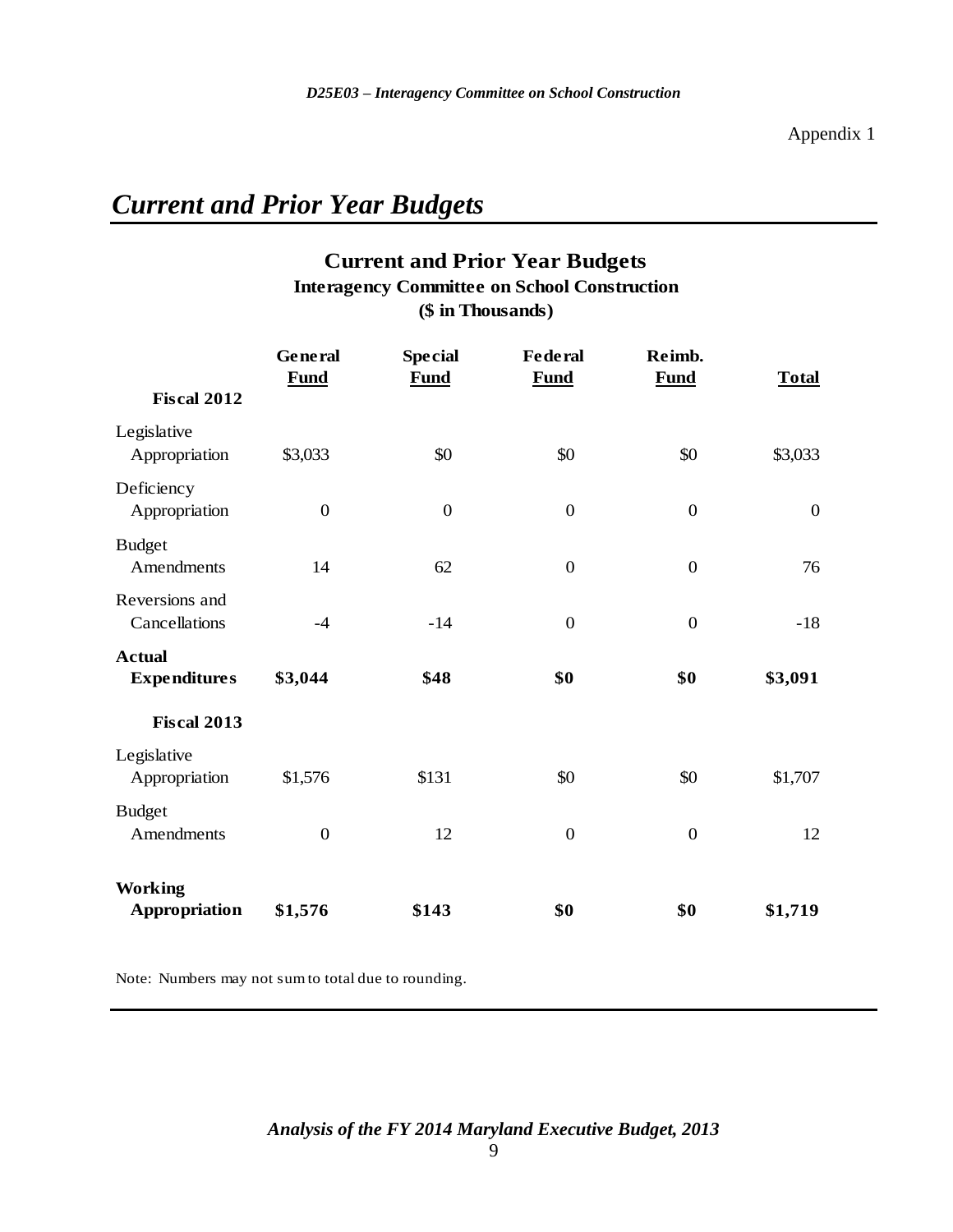Appendix 1

# *Current and Prior Year Budgets*

## Current and Prior Year Budgets
### Interagency Committee on School Construction
### ($ in Thousands)

| | General Fund | Special Fund | Federal Fund | Reimb. Fund | Total |
|---|---|---|---|---|---|
| **Fiscal 2012** | | | | | |
| Legislative Appropriation | $3,033 | $0 | $0 | $0 | $3,033 |
| Deficiency Appropriation | 0 | 0 | 0 | 0 | 0 |
| Budget Amendments | 14 | 62 | 0 | 0 | 76 |
| Reversions and Cancellations | -4 | -14 | 0 | 0 | -18 |
| **Actual Expenditures** | **$3,044** | **$48** | **$0** | **$0** | **$3,091** |
| **Fiscal 2013** | | | | | |
| Legislative Appropriation | $1,576 | $131 | $0 | $0 | $1,707 |
| Budget Amendments | 0 | 12 | 0 | 0 | 12 |
| **Working Appropriation** | **$1,576** | **$143** | **$0** | **$0** | **$1,719** |

Note: Numbers may not sum to total due to rounding.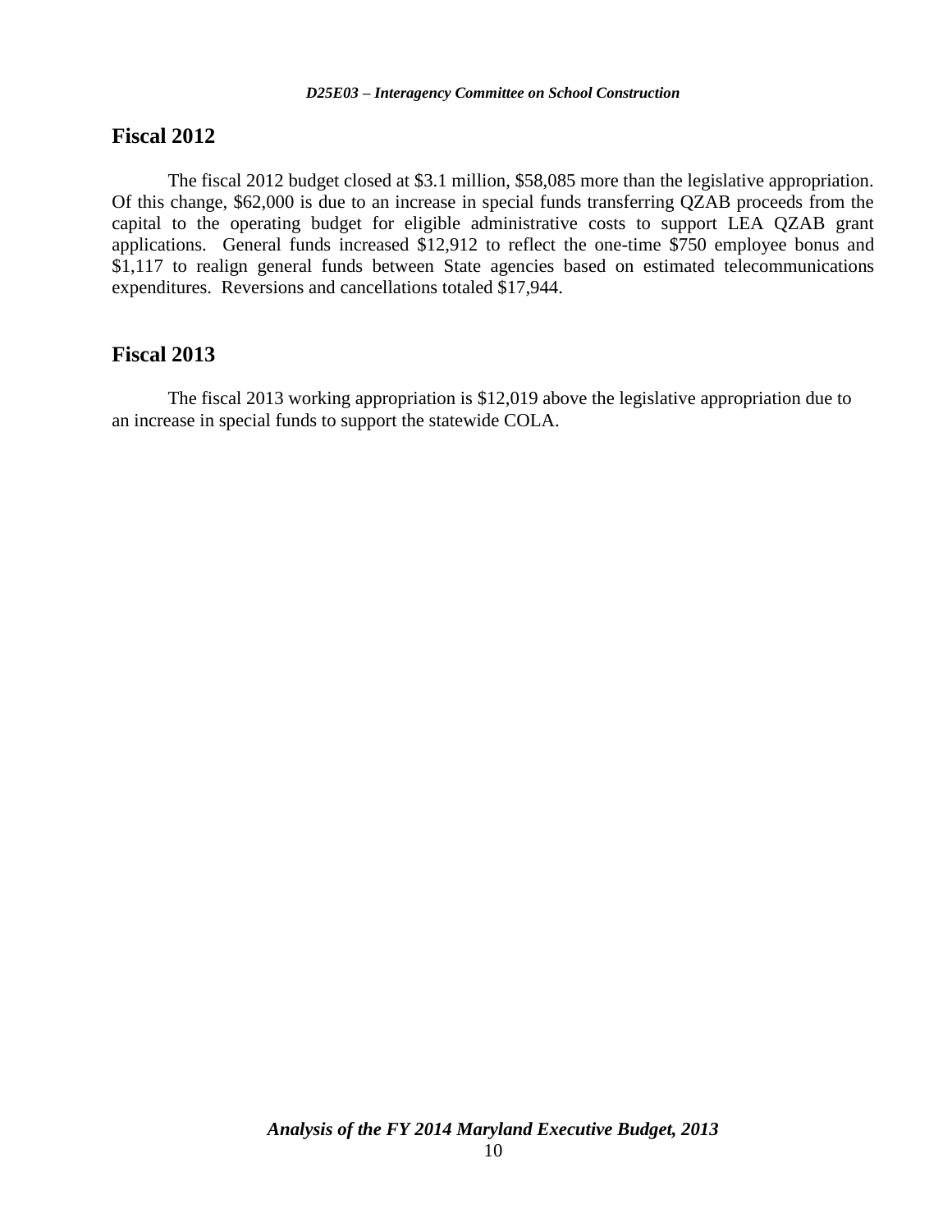## Fiscal 2012

The fiscal 2012 budget closed at $3.1 million, $58,085 more than the legislative appropriation. Of this change, $62,000 is due to an increase in special funds transferring QZAB proceeds from the capital to the operating budget for eligible administrative costs to support LEA QZAB grant applications. General funds increased $12,912 to reflect the one-time $750 employee bonus and $1,117 to realign general funds between State agencies based on estimated telecommunications expenditures. Reversions and cancellations totaled $17,944.

## Fiscal 2013

The fiscal 2013 working appropriation is $12,019 above the legislative appropriation due to an increase in special funds to support the statewide COLA.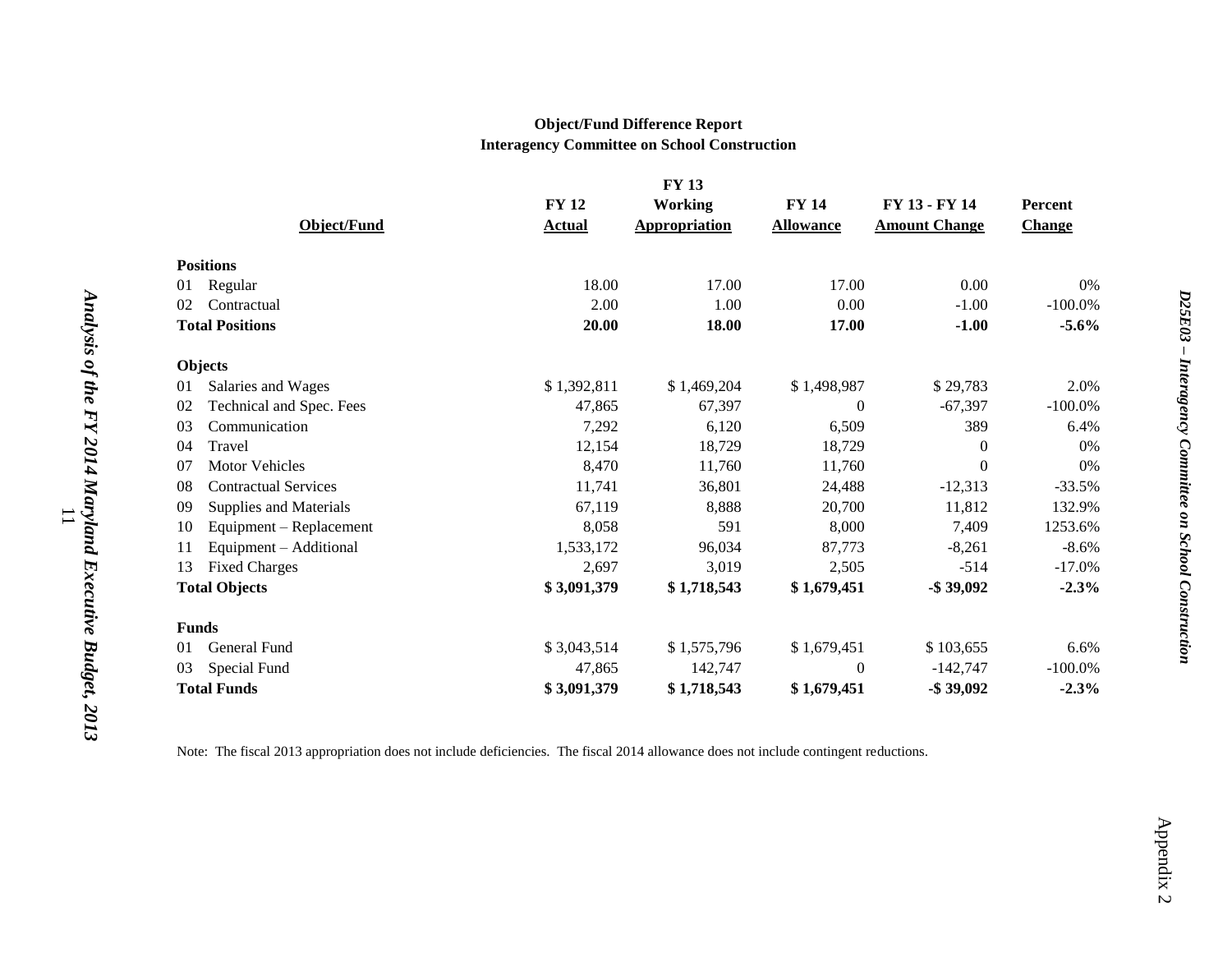**Object/Fund Difference Report**
**Interagency Committee on School Construction**

| Object/Fund | FY 12 Actual | FY 13 Working Appropriation | FY 14 Allowance | FY 13 - FY 14 Amount Change | Percent Change |
|---|---|---|---|---|---|
| **Positions** | | | | | |
| 01 Regular | 18.00 | 17.00 | 17.00 | 0.00 | 0% |
| 02 Contractual | 2.00 | 1.00 | 0.00 | -1.00 | -100.0% |
| **Total Positions** | **20.00** | **18.00** | **17.00** | **-1.00** | **-5.6%** |
| **Objects** | | | | | |
| 01 Salaries and Wages | $ 1,392,811 | $ 1,469,204 | $ 1,498,987 | $ 29,783 | 2.0% |
| 02 Technical and Spec. Fees | 47,865 | 67,397 | 0 | -67,397 | -100.0% |
| 03 Communication | 7,292 | 6,120 | 6,509 | 389 | 6.4% |
| 04 Travel | 12,154 | 18,729 | 18,729 | 0 | 0% |
| 07 Motor Vehicles | 8,470 | 11,760 | 11,760 | 0 | 0% |
| 08 Contractual Services | 11,741 | 36,801 | 24,488 | -12,313 | -33.5% |
| 09 Supplies and Materials | 67,119 | 8,888 | 20,700 | 11,812 | 132.9% |
| 10 Equipment – Replacement | 8,058 | 591 | 8,000 | 7,409 | 1253.6% |
| 11 Equipment – Additional | 1,533,172 | 96,034 | 87,773 | -8,261 | -8.6% |
| 13 Fixed Charges | 2,697 | 3,019 | 2,505 | -514 | -17.0% |
| **Total Objects** | **$ 3,091,379** | **$ 1,718,543** | **$ 1,679,451** | **-$ 39,092** | **-2.3%** |
| **Funds** | | | | | |
| 01 General Fund | $ 3,043,514 | $ 1,575,796 | $ 1,679,451 | $ 103,655 | 6.6% |
| 03 Special Fund | 47,865 | 142,747 | 0 | -142,747 | -100.0% |
| **Total Funds** | **$ 3,091,379** | **$ 1,718,543** | **$ 1,679,451** | **-$ 39,092** | **-2.3%** |

Note: The fiscal 2013 appropriation does not include deficiencies. The fiscal 2014 allowance does not include contingent reductions.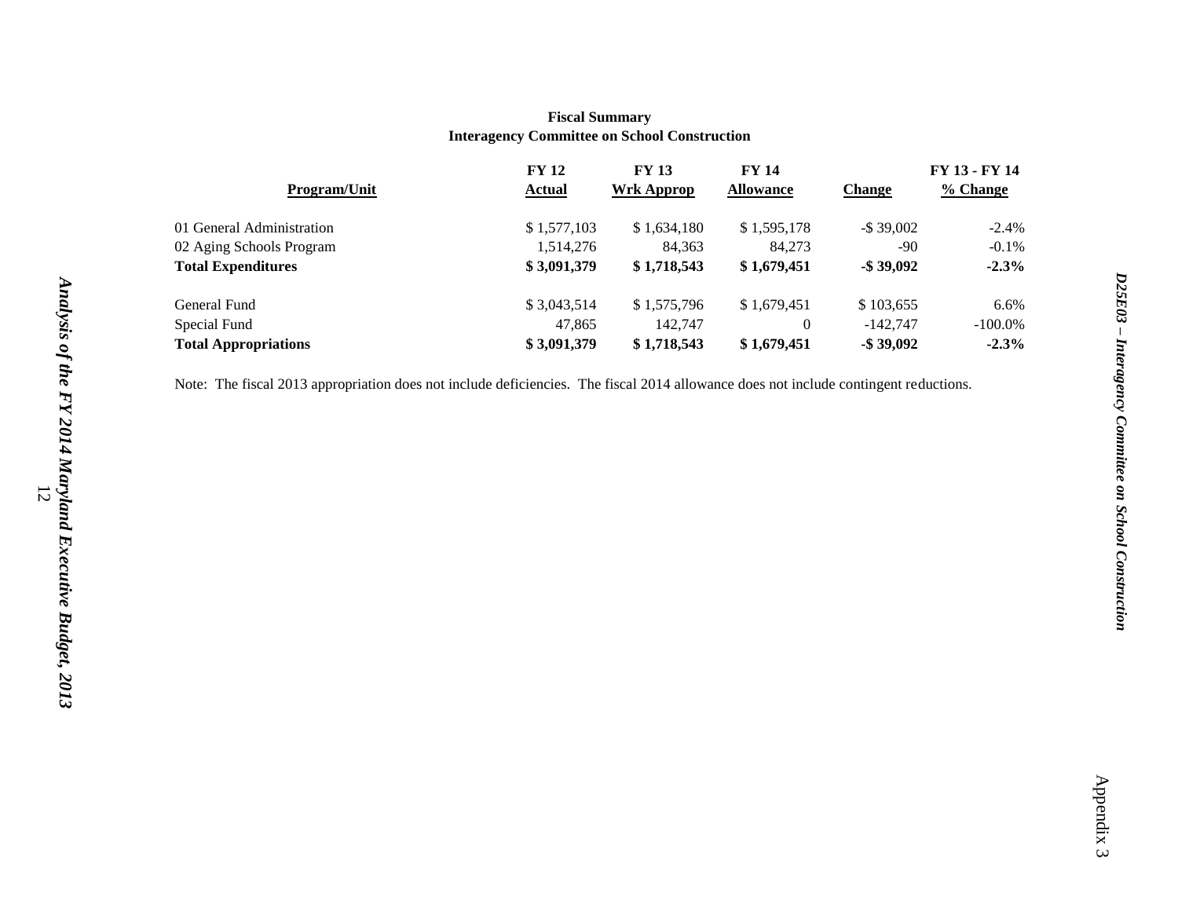**Fiscal Summary**
**Interagency Committee on School Construction**

| Program/Unit | FY 12 Actual | FY 13 Wrk Approp | FY 14 Allowance | Change | FY 13 - FY 14 % Change |
|---|---|---|---|---|---|
| 01 General Administration | $ 1,577,103 | $ 1,634,180 | $ 1,595,178 | -$ 39,002 | -2.4% |
| 02 Aging Schools Program | 1,514,276 | 84,363 | 84,273 | -90 | -0.1% |
| **Total Expenditures** | **$ 3,091,379** | **$ 1,718,543** | **$ 1,679,451** | **-$ 39,092** | **-2.3%** |
| General Fund | $ 3,043,514 | $ 1,575,796 | $ 1,679,451 | $ 103,655 | 6.6% |
| Special Fund | 47,865 | 142,747 | 0 | -142,747 | -100.0% |
| **Total Appropriations** | **$ 3,091,379** | **$ 1,718,543** | **$ 1,679,451** | **-$ 39,092** | **-2.3%** |

Note: The fiscal 2013 appropriation does not include deficiencies. The fiscal 2014 allowance does not include contingent reductions.